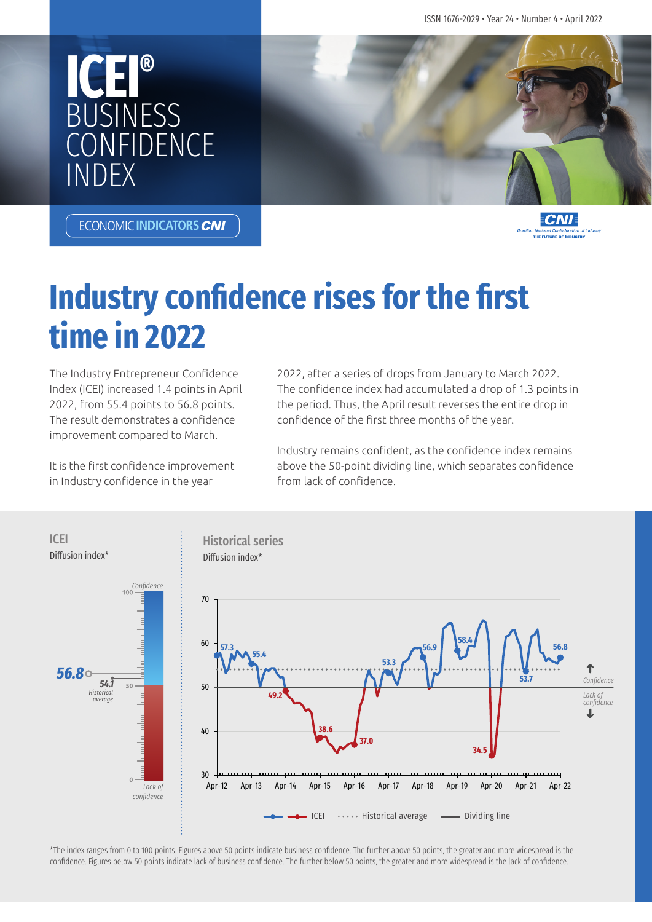ISSN 1676-2029 • Year 24 • Number 4 • April 2022

# ICEI® BUSINESS CONFIDENCE INDEX

ECONOMIC INDICATORS CNI

# Industry confidence rises for the first time in 2022

The Industry Entrepreneur Confidence Index (ICEI) increased 1.4 points in April 2022, from 55.4 points to 56.8 points. The result demonstrates a confidence improvement compared to March.

It is the first confidence improvement in Industry confidence in the year 2022, after a series of drops from January to March 2022. The confidence index had accumulated a drop of 1.3 points in the period. Thus, the April result reverses the entire drop in confidence of the first three months of the year.

Industry remains confident, as the confidence index remains above the 50-point dividing line, which separates confidence from lack of confidence.

**ICEI**
Diffusion index*

56.8 — 54.1 Historical average

**Historical series**
Diffusion index*

Labeled values: Apr-12: 57.3; 55.4; 49.2; 38.6; 37.0; 53.3; 56.9; 58.4; 34.5; 53.7; Apr-22: 56.8

Legend: ICEI · Historical average · Dividing line

*The index ranges from 0 to 100 points. Figures above 50 points indicate business confidence. The further above 50 points, the greater and more widespread is the confidence. Figures below 50 points indicate lack of business confidence. The further below 50 points, the greater and more widespread is the lack of confidence.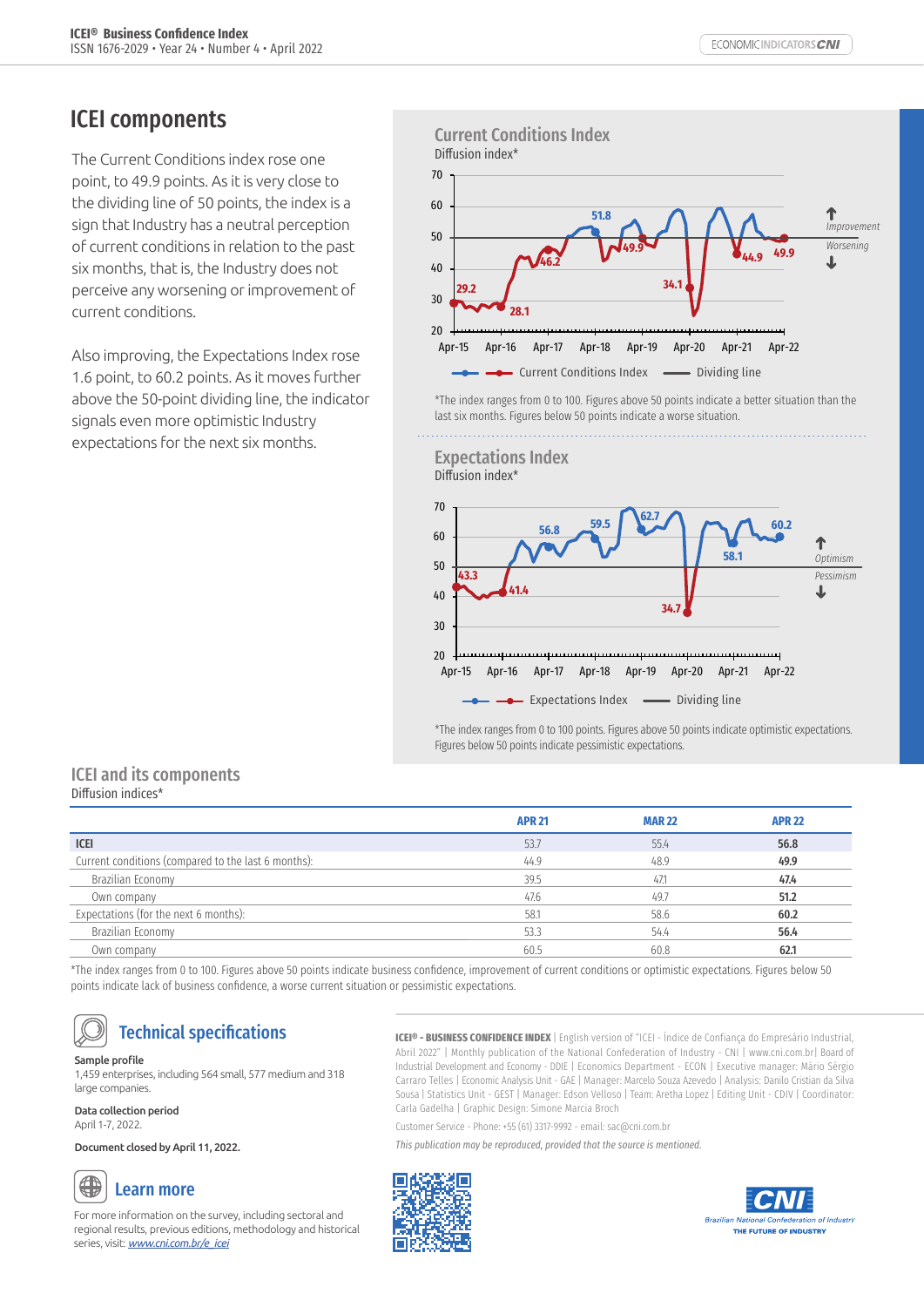## ICEI components

The Current Conditions index rose one point, to 49.9 points. As it is very close to the dividing line of 50 points, the index is a sign that Industry has a neutral perception of current conditions in relation to the past six months, that is, the Industry does not perceive any worsening or improvement of current conditions.

Also improving, the Expectations Index rose 1.6 point, to 60.2 points. As it moves further above the 50-point dividing line, the indicator signals even more optimistic Industry expectations for the next six months.

### Current Conditions Index

Diffusion index*

70
60
50
40
30
20

Apr-15 Apr-16 Apr-17 Apr-18 Apr-19 Apr-20 Apr-21 Apr-22

29.2
28.1
46.2
51.8
49.9
34.1
44.9
49.9

Improvement
Worsening

Current Conditions Index — Dividing line

*The index ranges from 0 to 100. Figures above 50 points indicate a better situation than the last six months. Figures below 50 points indicate a worse situation.

### Expectations Index

Diffusion index*

70
60
50
40
30
20

Apr-15 Apr-16 Apr-17 Apr-18 Apr-19 Apr-20 Apr-21 Apr-22

43.3
41.4
56.8
59.5
62.7
34.7
58.1
60.2

Optimism
Pessimism

Expectations Index — Dividing line

*The index ranges from 0 to 100 points. Figures above 50 points indicate optimistic expectations. Figures below 50 points indicate pessimistic expectations.

### ICEI and its components

Diffusion indices*

| | APR 21 | MAR 22 | APR 22 |
|---|---|---|---|
| ICEI | 53.7 | 55.4 | **56.8** |
| Current conditions (compared to the last 6 months): | 44.9 | 48.9 | **49.9** |
| Brazilian Economy | 39.5 | 47.1 | **47.4** |
| Own company | 47.6 | 49.7 | **51.2** |
| Expectations (for the next 6 months): | 58.1 | 58.6 | **60.2** |
| Brazilian Economy | 53.3 | 54.4 | **56.4** |
| Own company | 60.5 | 60.8 | **62.1** |

*The index ranges from 0 to 100. Figures above 50 points indicate business confidence, improvement of current conditions or optimistic expectations. Figures below 50 points indicate lack of business confidence, a worse current situation or pessimistic expectations.

### Technical specifications

**Sample profile**
1,459 enterprises, including 564 small, 577 medium and 318 large companies.

**Data collection period**
April 1-7, 2022.

**Document closed by April 11, 2022.**

### Learn more

For more information on the survey, including sectoral and regional results, previous editions, methodology and historical series, visit: *www.cni.com.br/e_icei*

**ICEI® - BUSINESS CONFIDENCE INDEX** | English version of "ICEI - Índice de Confiança do Empresário Industrial, Abril 2022" | Monthly publication of the National Confederation of Industry - CNI | www.cni.com.br| Board of Industrial Development and Economy - DDIE | Economics Department - ECON | Executive manager: Mário Sérgio Carraro Telles | Economic Analysis Unit - GAE | Manager: Marcelo Souza Azevedo | Analysis: Danilo Cristian da Silva Sousa | Statistics Unit - GEST | Manager: Edson Velloso | Team: Aretha Lopez | Editing Unit - CDIV | Coordinator: Carla Gadelha | Graphic Design: Simone Marcia Broch

Customer Service - Phone: +55 (61) 3317-9992 - email: sac@cni.com.br

*This publication may be reproduced, provided that the source is mentioned.*

CNI
Brazilian National Confederation of Industry
THE FUTURE OF INDUSTRY